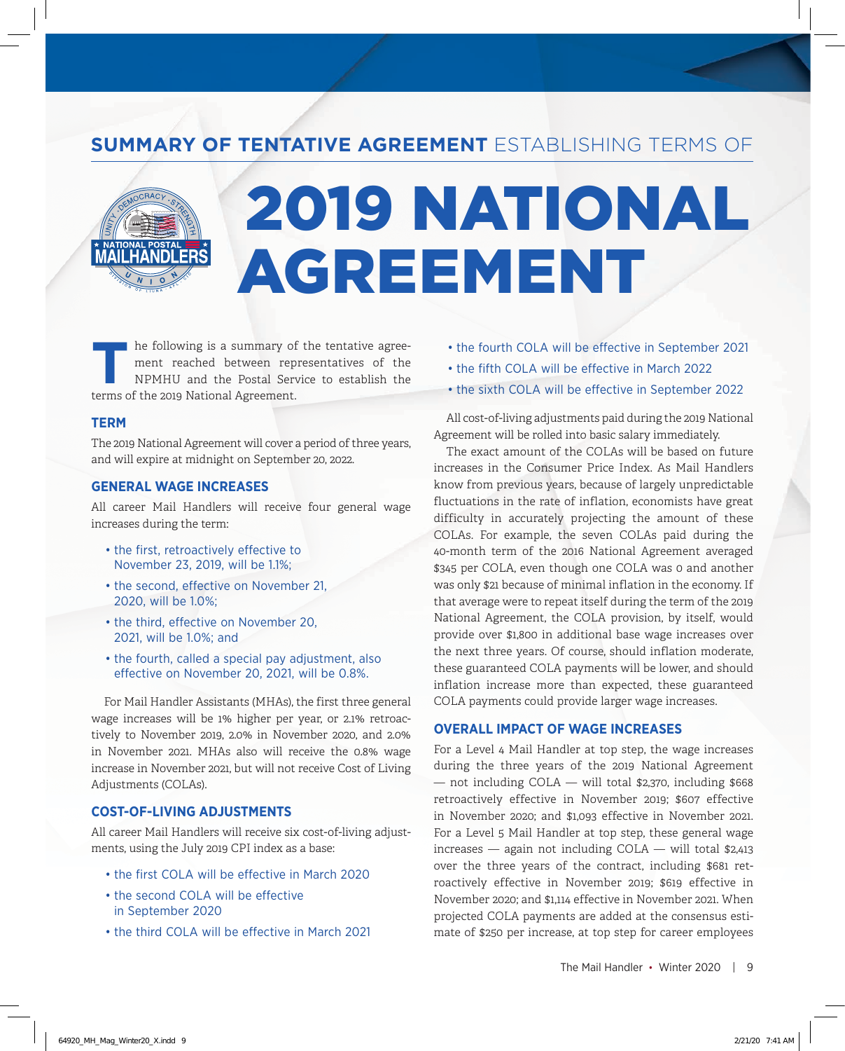## SUMMARY OF TENTATIVE AGREEMENT ESTABLISHING TERMS OF

# 2019 NATIONAL AGREEMENT

The following is a summary of the tentative agreement reached between representatives of the NPMHU and the Postal Service to establish the terms of the 2019 National Agreement.

### TERM

The 2019 National Agreement will cover a period of three years, and will expire at midnight on September 20, 2022.

### GENERAL WAGE INCREASES

All career Mail Handlers will receive four general wage increases during the term:

- the first, retroactively effective to November 23, 2019, will be 1.1%;
- the second, effective on November 21, 2020, will be 1.0%;
- the third, effective on November 20, 2021, will be 1.0%; and
- the fourth, called a special pay adjustment, also effective on November 20, 2021, will be 0.8%.

For Mail Handler Assistants (MHAs), the first three general wage increases will be 1% higher per year, or 2.1% retroactively to November 2019, 2.0% in November 2020, and 2.0% in November 2021. MHAs also will receive the 0.8% wage increase in November 2021, but will not receive Cost of Living Adjustments (COLAs).

### COST-OF-LIVING ADJUSTMENTS

All career Mail Handlers will receive six cost-of-living adjustments, using the July 2019 CPI index as a base:

- the first COLA will be effective in March 2020
- the second COLA will be effective in September 2020
- the third COLA will be effective in March 2021
- the fourth COLA will be effective in September 2021
- the fifth COLA will be effective in March 2022
- the sixth COLA will be effective in September 2022

All cost-of-living adjustments paid during the 2019 National Agreement will be rolled into basic salary immediately.

The exact amount of the COLAs will be based on future increases in the Consumer Price Index. As Mail Handlers know from previous years, because of largely unpredictable fluctuations in the rate of inflation, economists have great difficulty in accurately projecting the amount of these COLAs. For example, the seven COLAs paid during the 40-month term of the 2016 National Agreement averaged $345 per COLA, even though one COLA was 0 and another was only $21 because of minimal inflation in the economy. If that average were to repeat itself during the term of the 2019 National Agreement, the COLA provision, by itself, would provide over $1,800 in additional base wage increases over the next three years. Of course, should inflation moderate, these guaranteed COLA payments will be lower, and should inflation increase more than expected, these guaranteed COLA payments could provide larger wage increases.

### OVERALL IMPACT OF WAGE INCREASES

For a Level 4 Mail Handler at top step, the wage increases during the three years of the 2019 National Agreement — not including COLA — will total $2,370, including $668 retroactively effective in November 2019; $607 effective in November 2020; and $1,093 effective in November 2021. For a Level 5 Mail Handler at top step, these general wage increases — again not including COLA — will total $2,413 over the three years of the contract, including $681 retroactively effective in November 2019; $619 effective in November 2020; and $1,114 effective in November 2021. When projected COLA payments are added at the consensus estimate of $250 per increase, at top step for career employees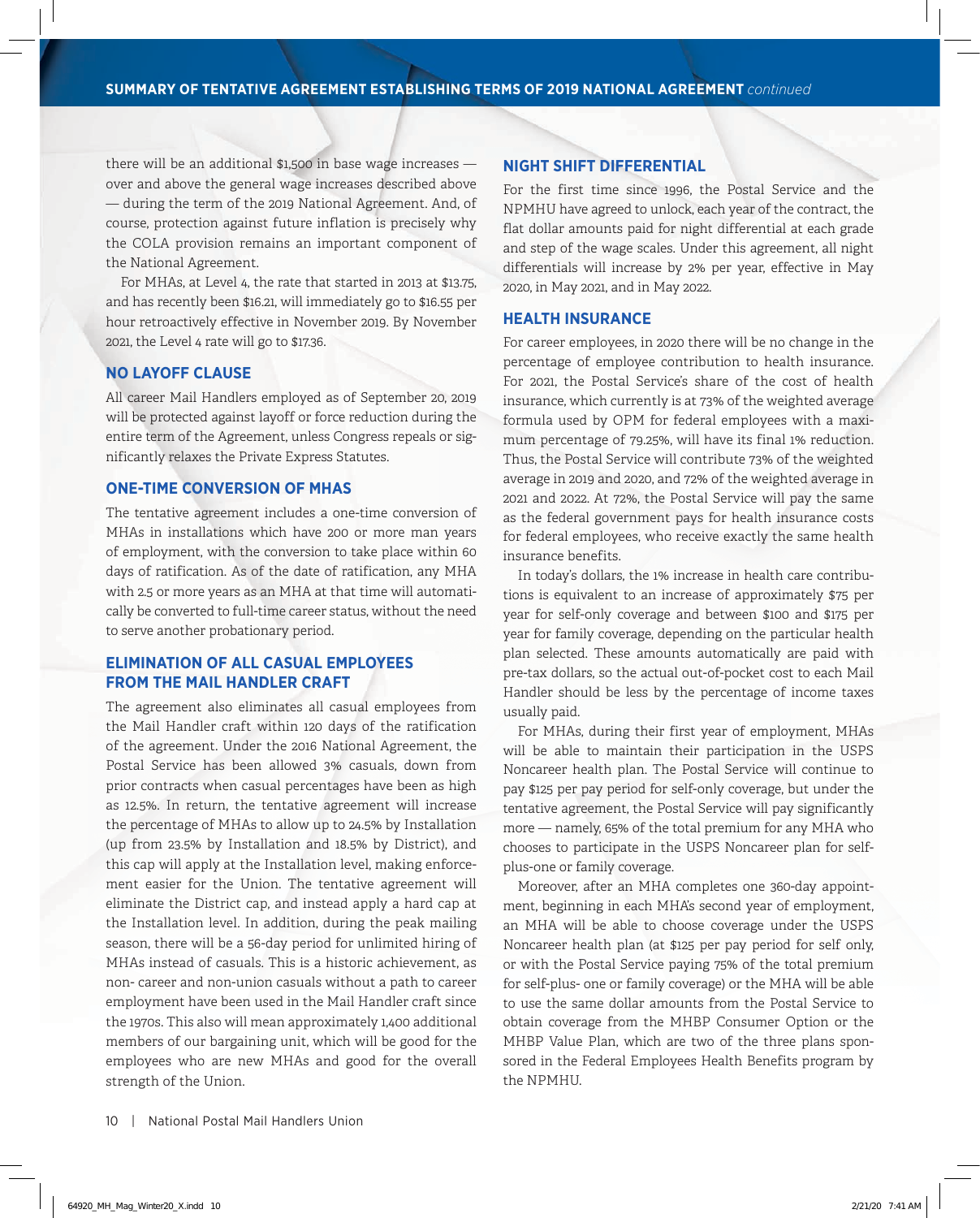there will be an additional $1,500 in base wage increases — over and above the general wage increases described above — during the term of the 2019 National Agreement. And, of course, protection against future inflation is precisely why the COLA provision remains an important component of the National Agreement.

For MHAs, at Level 4, the rate that started in 2013 at $13.75, and has recently been $16.21, will immediately go to $16.55 per hour retroactively effective in November 2019. By November 2021, the Level 4 rate will go to $17.36.

## NO LAYOFF CLAUSE

All career Mail Handlers employed as of September 20, 2019 will be protected against layoff or force reduction during the entire term of the Agreement, unless Congress repeals or significantly relaxes the Private Express Statutes.

## ONE-TIME CONVERSION OF MHAS

The tentative agreement includes a one-time conversion of MHAs in installations which have 200 or more man years of employment, with the conversion to take place within 60 days of ratification. As of the date of ratification, any MHA with 2.5 or more years as an MHA at that time will automatically be converted to full-time career status, without the need to serve another probationary period.

## ELIMINATION OF ALL CASUAL EMPLOYEES FROM THE MAIL HANDLER CRAFT

The agreement also eliminates all casual employees from the Mail Handler craft within 120 days of the ratification of the agreement. Under the 2016 National Agreement, the Postal Service has been allowed 3% casuals, down from prior contracts when casual percentages have been as high as 12.5%. In return, the tentative agreement will increase the percentage of MHAs to allow up to 24.5% by Installation (up from 23.5% by Installation and 18.5% by District), and this cap will apply at the Installation level, making enforcement easier for the Union. The tentative agreement will eliminate the District cap, and instead apply a hard cap at the Installation level. In addition, during the peak mailing season, there will be a 56-day period for unlimited hiring of MHAs instead of casuals. This is a historic achievement, as non- career and non-union casuals without a path to career employment have been used in the Mail Handler craft since the 1970s. This also will mean approximately 1,400 additional members of our bargaining unit, which will be good for the employees who are new MHAs and good for the overall strength of the Union.

## NIGHT SHIFT DIFFERENTIAL

For the first time since 1996, the Postal Service and the NPMHU have agreed to unlock, each year of the contract, the flat dollar amounts paid for night differential at each grade and step of the wage scales. Under this agreement, all night differentials will increase by 2% per year, effective in May 2020, in May 2021, and in May 2022.

## HEALTH INSURANCE

For career employees, in 2020 there will be no change in the percentage of employee contribution to health insurance. For 2021, the Postal Service's share of the cost of health insurance, which currently is at 73% of the weighted average formula used by OPM for federal employees with a maximum percentage of 79.25%, will have its final 1% reduction. Thus, the Postal Service will contribute 73% of the weighted average in 2019 and 2020, and 72% of the weighted average in 2021 and 2022. At 72%, the Postal Service will pay the same as the federal government pays for health insurance costs for federal employees, who receive exactly the same health insurance benefits.

In today's dollars, the 1% increase in health care contributions is equivalent to an increase of approximately $75 per year for self-only coverage and between $100 and $175 per year for family coverage, depending on the particular health plan selected. These amounts automatically are paid with pre-tax dollars, so the actual out-of-pocket cost to each Mail Handler should be less by the percentage of income taxes usually paid.

For MHAs, during their first year of employment, MHAs will be able to maintain their participation in the USPS Noncareer health plan. The Postal Service will continue to pay $125 per pay period for self-only coverage, but under the tentative agreement, the Postal Service will pay significantly more — namely, 65% of the total premium for any MHA who chooses to participate in the USPS Noncareer plan for self-plus-one or family coverage.

Moreover, after an MHA completes one 360-day appointment, beginning in each MHA's second year of employment, an MHA will be able to choose coverage under the USPS Noncareer health plan (at $125 per pay period for self only, or with the Postal Service paying 75% of the total premium for self-plus- one or family coverage) or the MHA will be able to use the same dollar amounts from the Postal Service to obtain coverage from the MHBP Consumer Option or the MHBP Value Plan, which are two of the three plans sponsored in the Federal Employees Health Benefits program by the NPMHU.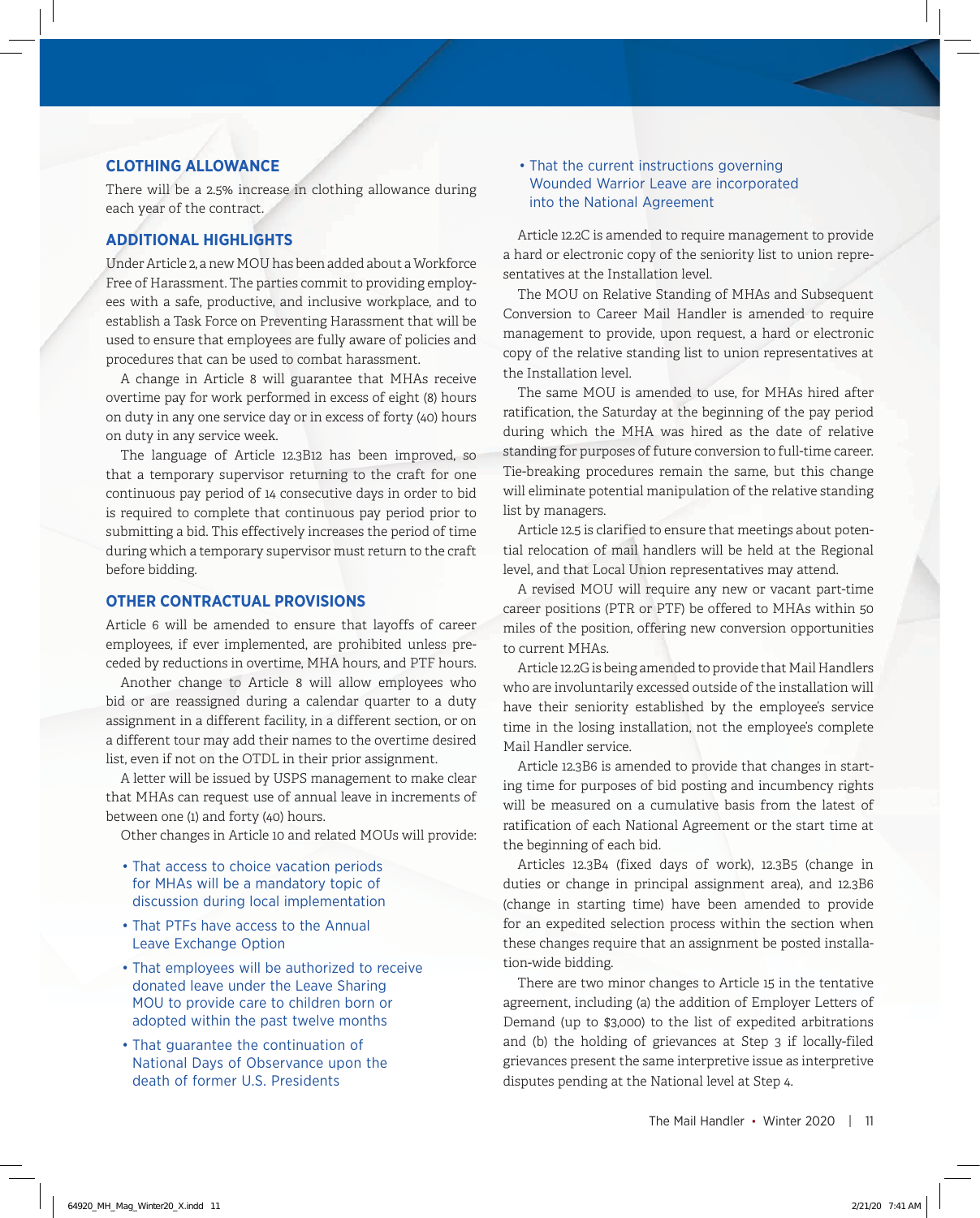## CLOTHING ALLOWANCE

There will be a 2.5% increase in clothing allowance during each year of the contract.

## ADDITIONAL HIGHLIGHTS

Under Article 2, a new MOU has been added about a Workforce Free of Harassment. The parties commit to providing employees with a safe, productive, and inclusive workplace, and to establish a Task Force on Preventing Harassment that will be used to ensure that employees are fully aware of policies and procedures that can be used to combat harassment.

A change in Article 8 will guarantee that MHAs receive overtime pay for work performed in excess of eight (8) hours on duty in any one service day or in excess of forty (40) hours on duty in any service week.

The language of Article 12.3B12 has been improved, so that a temporary supervisor returning to the craft for one continuous pay period of 14 consecutive days in order to bid is required to complete that continuous pay period prior to submitting a bid. This effectively increases the period of time during which a temporary supervisor must return to the craft before bidding.

## OTHER CONTRACTUAL PROVISIONS

Article 6 will be amended to ensure that layoffs of career employees, if ever implemented, are prohibited unless preceded by reductions in overtime, MHA hours, and PTF hours.

Another change to Article 8 will allow employees who bid or are reassigned during a calendar quarter to a duty assignment in a different facility, in a different section, or on a different tour may add their names to the overtime desired list, even if not on the OTDL in their prior assignment.

A letter will be issued by USPS management to make clear that MHAs can request use of annual leave in increments of between one (1) and forty (40) hours.

Other changes in Article 10 and related MOUs will provide:

- That access to choice vacation periods for MHAs will be a mandatory topic of discussion during local implementation
- That PTFs have access to the Annual Leave Exchange Option
- That employees will be authorized to receive donated leave under the Leave Sharing MOU to provide care to children born or adopted within the past twelve months
- That guarantee the continuation of National Days of Observance upon the death of former U.S. Presidents
- That the current instructions governing Wounded Warrior Leave are incorporated into the National Agreement

Article 12.2C is amended to require management to provide a hard or electronic copy of the seniority list to union representatives at the Installation level.

The MOU on Relative Standing of MHAs and Subsequent Conversion to Career Mail Handler is amended to require management to provide, upon request, a hard or electronic copy of the relative standing list to union representatives at the Installation level.

The same MOU is amended to use, for MHAs hired after ratification, the Saturday at the beginning of the pay period during which the MHA was hired as the date of relative standing for purposes of future conversion to full-time career. Tie-breaking procedures remain the same, but this change will eliminate potential manipulation of the relative standing list by managers.

Article 12.5 is clarified to ensure that meetings about potential relocation of mail handlers will be held at the Regional level, and that Local Union representatives may attend.

A revised MOU will require any new or vacant part-time career positions (PTR or PTF) be offered to MHAs within 50 miles of the position, offering new conversion opportunities to current MHAs.

Article 12.2G is being amended to provide that Mail Handlers who are involuntarily excessed outside of the installation will have their seniority established by the employee's service time in the losing installation, not the employee's complete Mail Handler service.

Article 12.3B6 is amended to provide that changes in starting time for purposes of bid posting and incumbency rights will be measured on a cumulative basis from the latest of ratification of each National Agreement or the start time at the beginning of each bid.

Articles 12.3B4 (fixed days of work), 12.3B5 (change in duties or change in principal assignment area), and 12.3B6 (change in starting time) have been amended to provide for an expedited selection process within the section when these changes require that an assignment be posted installation-wide bidding.

There are two minor changes to Article 15 in the tentative agreement, including (a) the addition of Employer Letters of Demand (up to $3,000) to the list of expedited arbitrations and (b) the holding of grievances at Step 3 if locally-filed grievances present the same interpretive issue as interpretive disputes pending at the National level at Step 4.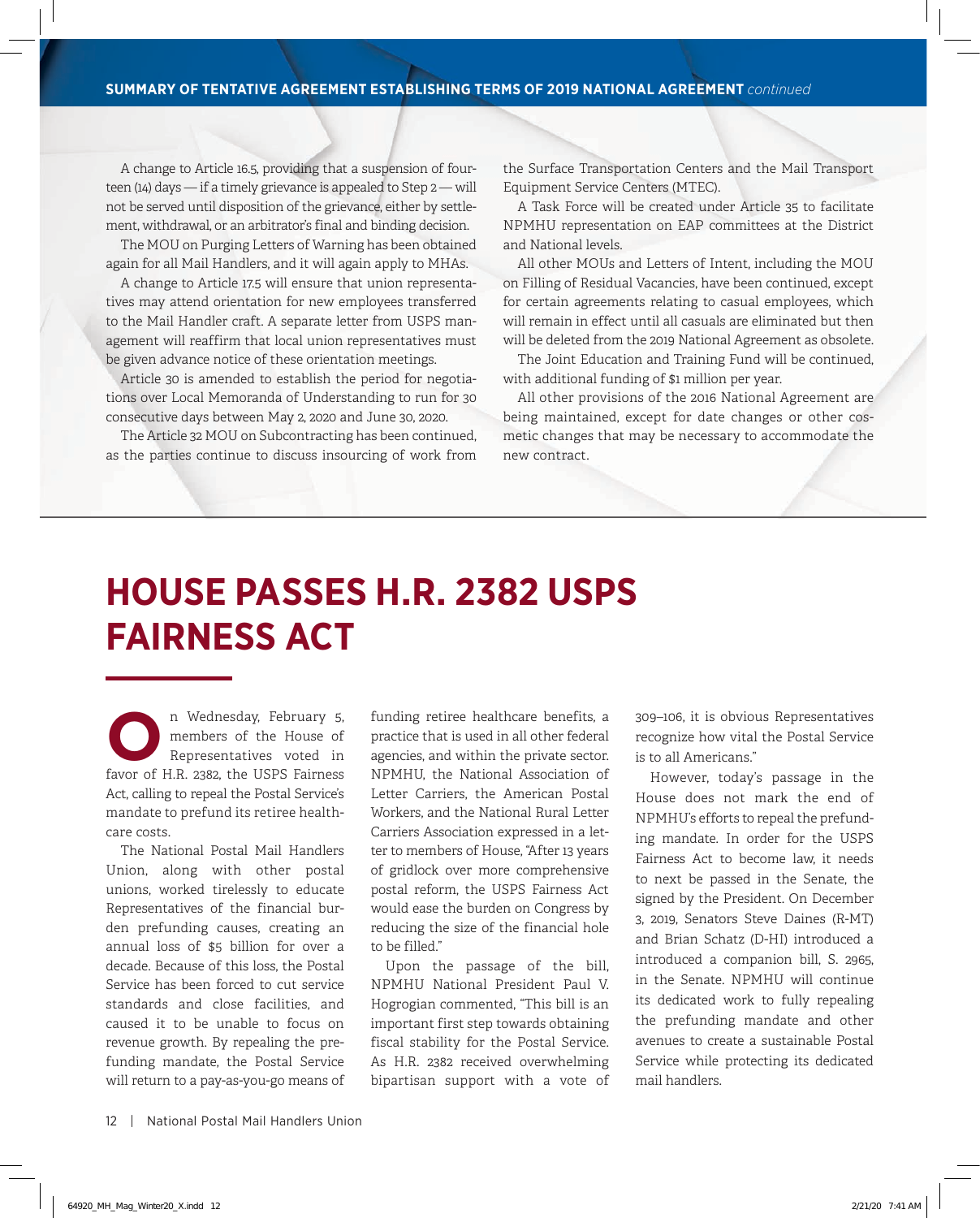A change to Article 16.5, providing that a suspension of fourteen (14) days — if a timely grievance is appealed to Step 2 — will not be served until disposition of the grievance, either by settlement, withdrawal, or an arbitrator's final and binding decision.

The MOU on Purging Letters of Warning has been obtained again for all Mail Handlers, and it will again apply to MHAs.

A change to Article 17.5 will ensure that union representatives may attend orientation for new employees transferred to the Mail Handler craft. A separate letter from USPS management will reaffirm that local union representatives must be given advance notice of these orientation meetings.

Article 30 is amended to establish the period for negotiations over Local Memoranda of Understanding to run for 30 consecutive days between May 2, 2020 and June 30, 2020.

The Article 32 MOU on Subcontracting has been continued, as the parties continue to discuss insourcing of work from the Surface Transportation Centers and the Mail Transport Equipment Service Centers (MTEC).

A Task Force will be created under Article 35 to facilitate NPMHU representation on EAP committees at the District and National levels.

All other MOUs and Letters of Intent, including the MOU on Filling of Residual Vacancies, have been continued, except for certain agreements relating to casual employees, which will remain in effect until all casuals are eliminated but then will be deleted from the 2019 National Agreement as obsolete.

The Joint Education and Training Fund will be continued, with additional funding of $1 million per year.

All other provisions of the 2016 National Agreement are being maintained, except for date changes or other cosmetic changes that may be necessary to accommodate the new contract.

# HOUSE PASSES H.R. 2382 USPS FAIRNESS ACT

On Wednesday, February 5, members of the House of Representatives voted in favor of H.R. 2382, the USPS Fairness Act, calling to repeal the Postal Service's mandate to prefund its retiree healthcare costs.

The National Postal Mail Handlers Union, along with other postal unions, worked tirelessly to educate Representatives of the financial burden prefunding causes, creating an annual loss of $5 billion for over a decade. Because of this loss, the Postal Service has been forced to cut service standards and close facilities, and caused it to be unable to focus on revenue growth. By repealing the prefunding mandate, the Postal Service will return to a pay-as-you-go means of funding retiree healthcare benefits, a practice that is used in all other federal agencies, and within the private sector. NPMHU, the National Association of Letter Carriers, the American Postal Workers, and the National Rural Letter Carriers Association expressed in a letter to members of House, "After 13 years of gridlock over more comprehensive postal reform, the USPS Fairness Act would ease the burden on Congress by reducing the size of the financial hole to be filled."

Upon the passage of the bill, NPMHU National President Paul V. Hogrogian commented, "This bill is an important first step towards obtaining fiscal stability for the Postal Service. As H.R. 2382 received overwhelming bipartisan support with a vote of 309–106, it is obvious Representatives recognize how vital the Postal Service is to all Americans."

However, today's passage in the House does not mark the end of NPMHU's efforts to repeal the prefunding mandate. In order for the USPS Fairness Act to become law, it needs to next be passed in the Senate, the signed by the President. On December 3, 2019, Senators Steve Daines (R-MT) and Brian Schatz (D-HI) introduced a companion bill, S. 2965, in the Senate. NPMHU will continue its dedicated work to fully repealing the prefunding mandate and other avenues to create a sustainable Postal Service while protecting its dedicated mail handlers.